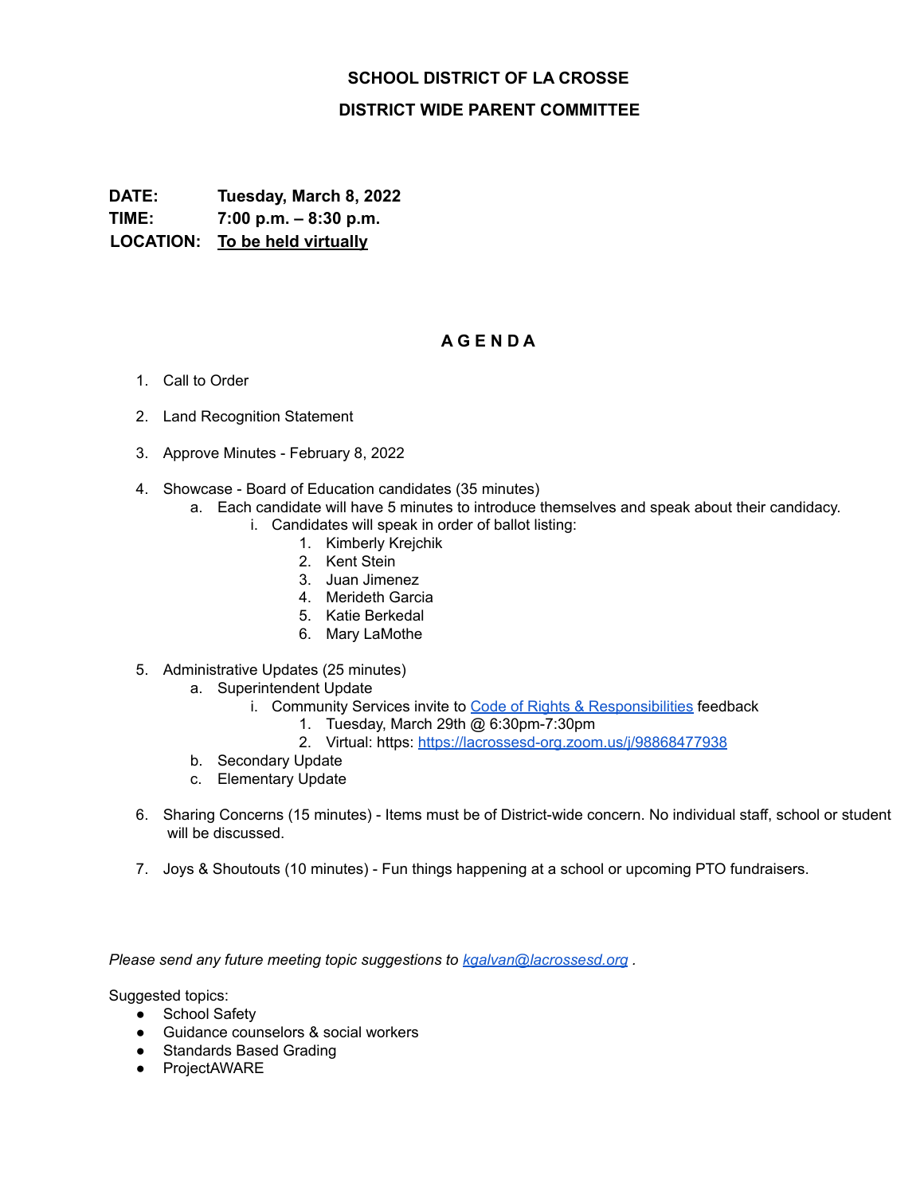# SCHOOL DISTRICT OF LA CROSSE

## DISTRICT WIDE PARENT COMMITTEE

**DATE:** **Tuesday, March 8, 2022**
**TIME:** **7:00 p.m. – 8:30 p.m.**
**LOCATION:** **To be held virtually**

## A G E N D A

1. Call to Order
2. Land Recognition Statement
3. Approve Minutes - February 8, 2022
4. Showcase - Board of Education candidates (35 minutes)
   a. Each candidate will have 5 minutes to introduce themselves and speak about their candidacy.
      i. Candidates will speak in order of ballot listing:
         1. Kimberly Krejchik
         2. Kent Stein
         3. Juan Jimenez
         4. Merideth Garcia
         5. Katie Berkedal
         6. Mary LaMothe
5. Administrative Updates (25 minutes)
   a. Superintendent Update
      i. Community Services invite to Code of Rights & Responsibilities feedback
         1. Tuesday, March 29th @ 6:30pm-7:30pm
         2. Virtual: https: https://lacrossesd-org.zoom.us/j/98868477938
   b. Secondary Update
   c. Elementary Update
6. Sharing Concerns (15 minutes) - Items must be of District-wide concern. No individual staff, school or student will be discussed.
7. Joys & Shoutouts (10 minutes) - Fun things happening at a school or upcoming PTO fundraisers.

*Please send any future meeting topic suggestions to kgalvan@lacrossesd.org .*

Suggested topics:

- School Safety
- Guidance counselors & social workers
- Standards Based Grading
- ProjectAWARE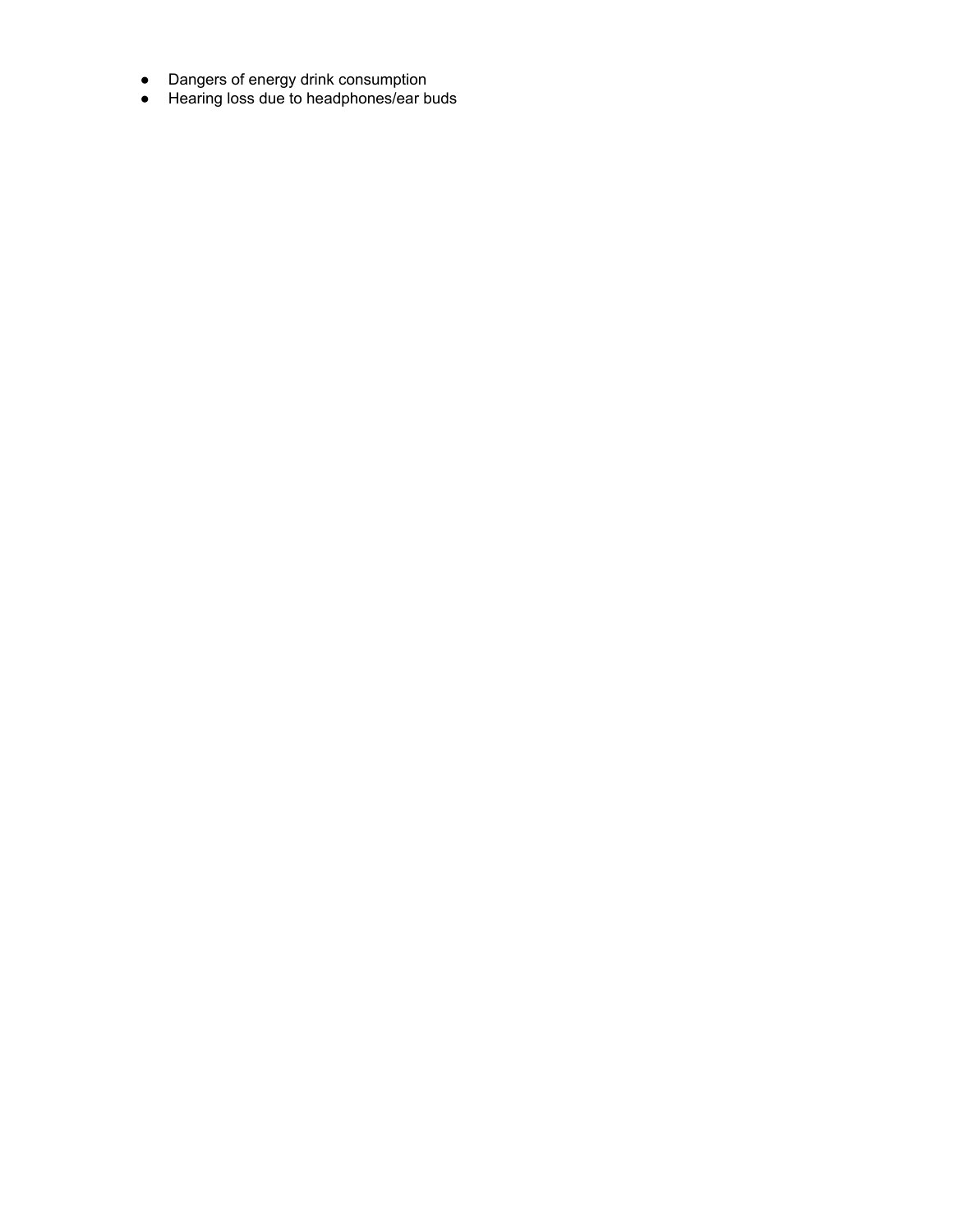- Dangers of energy drink consumption
- Hearing loss due to headphones/ear buds